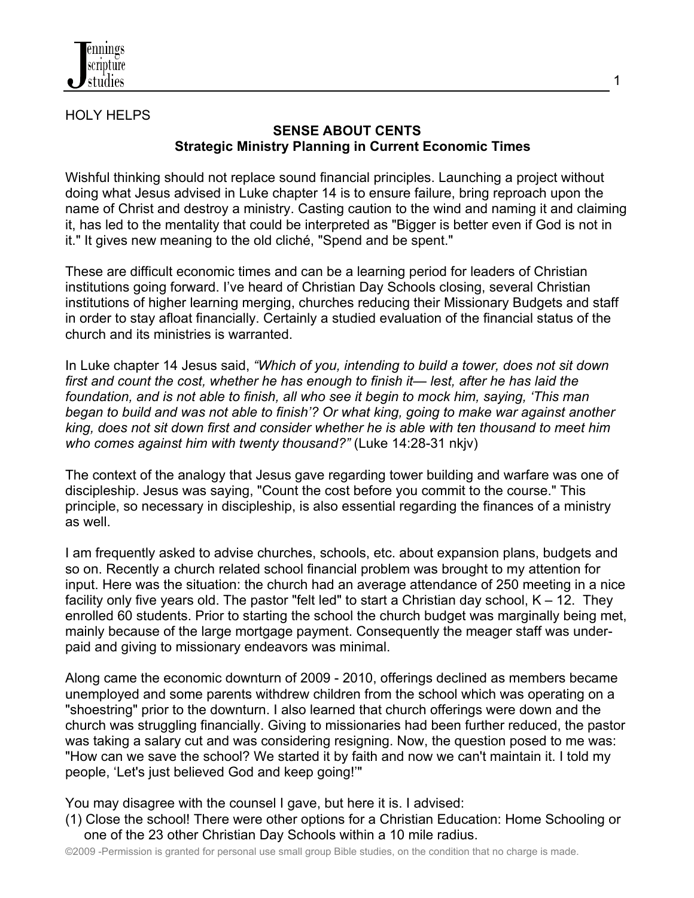HOLY HELPS

## SENSE ABOUT CENTS
### Strategic Ministry Planning in Current Economic Times

Wishful thinking should not replace sound financial principles. Launching a project without doing what Jesus advised in Luke chapter 14 is to ensure failure, bring reproach upon the name of Christ and destroy a ministry. Casting caution to the wind and naming it and claiming it, has led to the mentality that could be interpreted as "Bigger is better even if God is not in it." It gives new meaning to the old cliché, "Spend and be spent."

These are difficult economic times and can be a learning period for leaders of Christian institutions going forward. I've heard of Christian Day Schools closing, several Christian institutions of higher learning merging, churches reducing their Missionary Budgets and staff in order to stay afloat financially. Certainly a studied evaluation of the financial status of the church and its ministries is warranted.

In Luke chapter 14 Jesus said, *"Which of you, intending to build a tower, does not sit down first and count the cost, whether he has enough to finish it— lest, after he has laid the foundation, and is not able to finish, all who see it begin to mock him, saying, 'This man began to build and was not able to finish'? Or what king, going to make war against another king, does not sit down first and consider whether he is able with ten thousand to meet him who comes against him with twenty thousand?"* (Luke 14:28-31 nkjv)

The context of the analogy that Jesus gave regarding tower building and warfare was one of discipleship. Jesus was saying, "Count the cost before you commit to the course." This principle, so necessary in discipleship, is also essential regarding the finances of a ministry as well.

I am frequently asked to advise churches, schools, etc. about expansion plans, budgets and so on. Recently a church related school financial problem was brought to my attention for input. Here was the situation: the church had an average attendance of 250 meeting in a nice facility only five years old. The pastor "felt led" to start a Christian day school, K – 12. They enrolled 60 students. Prior to starting the school the church budget was marginally being met, mainly because of the large mortgage payment. Consequently the meager staff was under-paid and giving to missionary endeavors was minimal.

Along came the economic downturn of 2009 - 2010, offerings declined as members became unemployed and some parents withdrew children from the school which was operating on a "shoestring" prior to the downturn. I also learned that church offerings were down and the church was struggling financially. Giving to missionaries had been further reduced, the pastor was taking a salary cut and was considering resigning. Now, the question posed to me was: "How can we save the school? We started it by faith and now we can't maintain it. I told my people, 'Let's just believed God and keep going!'"

You may disagree with the counsel I gave, but here it is. I advised:

(1) Close the school! There were other options for a Christian Education: Home Schooling or one of the 23 other Christian Day Schools within a 10 mile radius.

©2009 -Permission is granted for personal use small group Bible studies, on the condition that no charge is made.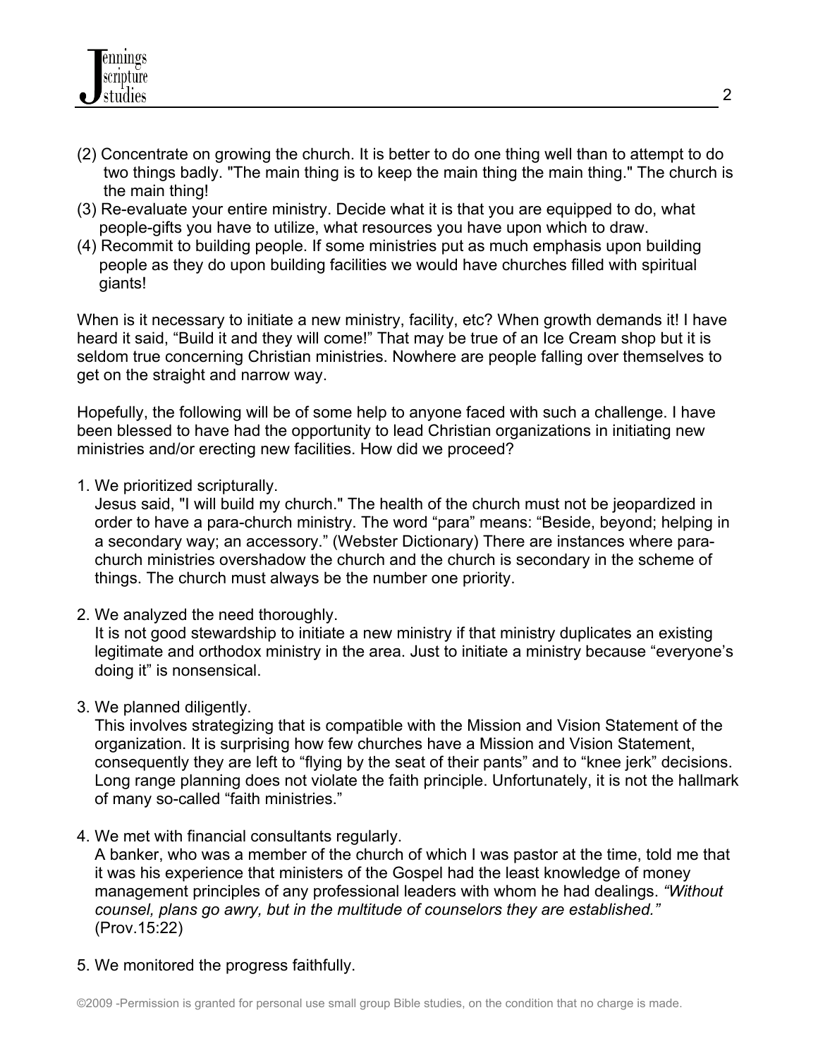(2) Concentrate on growing the church. It is better to do one thing well than to attempt to do two things badly. "The main thing is to keep the main thing the main thing." The church is the main thing!

(3) Re-evaluate your entire ministry. Decide what it is that you are equipped to do, what people-gifts you have to utilize, what resources you have upon which to draw.

(4) Recommit to building people. If some ministries put as much emphasis upon building people as they do upon building facilities we would have churches filled with spiritual giants!

When is it necessary to initiate a new ministry, facility, etc? When growth demands it! I have heard it said, "Build it and they will come!" That may be true of an Ice Cream shop but it is seldom true concerning Christian ministries. Nowhere are people falling over themselves to get on the straight and narrow way.

Hopefully, the following will be of some help to anyone faced with such a challenge. I have been blessed to have had the opportunity to lead Christian organizations in initiating new ministries and/or erecting new facilities. How did we proceed?

1. We prioritized scripturally.
   Jesus said, "I will build my church." The health of the church must not be jeopardized in order to have a para-church ministry. The word "para" means: "Beside, beyond; helping in a secondary way; an accessory." (Webster Dictionary) There are instances where para-church ministries overshadow the church and the church is secondary in the scheme of things. The church must always be the number one priority.

2. We analyzed the need thoroughly.
   It is not good stewardship to initiate a new ministry if that ministry duplicates an existing legitimate and orthodox ministry in the area. Just to initiate a ministry because "everyone's doing it" is nonsensical.

3. We planned diligently.
   This involves strategizing that is compatible with the Mission and Vision Statement of the organization. It is surprising how few churches have a Mission and Vision Statement, consequently they are left to "flying by the seat of their pants" and to "knee jerk" decisions. Long range planning does not violate the faith principle. Unfortunately, it is not the hallmark of many so-called "faith ministries."

4. We met with financial consultants regularly.
   A banker, who was a member of the church of which I was pastor at the time, told me that it was his experience that ministers of the Gospel had the least knowledge of money management principles of any professional leaders with whom he had dealings. *"Without counsel, plans go awry, but in the multitude of counselors they are established."* (Prov.15:22)

5. We monitored the progress faithfully.

©2009 -Permission is granted for personal use small group Bible studies, on the condition that no charge is made.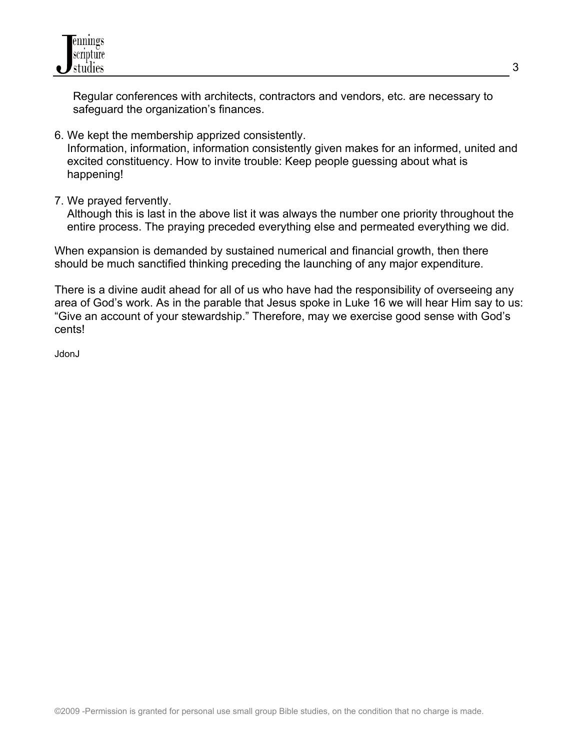Regular conferences with architects, contractors and vendors, etc. are necessary to safeguard the organization's finances.

6. We kept the membership apprized consistently.
   Information, information, information consistently given makes for an informed, united and excited constituency. How to invite trouble: Keep people guessing about what is happening!

7. We prayed fervently.
   Although this is last in the above list it was always the number one priority throughout the entire process. The praying preceded everything else and permeated everything we did.

When expansion is demanded by sustained numerical and financial growth, then there should be much sanctified thinking preceding the launching of any major expenditure.

There is a divine audit ahead for all of us who have had the responsibility of overseeing any area of God's work. As in the parable that Jesus spoke in Luke 16 we will hear Him say to us: "Give an account of your stewardship." Therefore, may we exercise good sense with God's cents!

JdonJ

©2009 -Permission is granted for personal use small group Bible studies, on the condition that no charge is made.